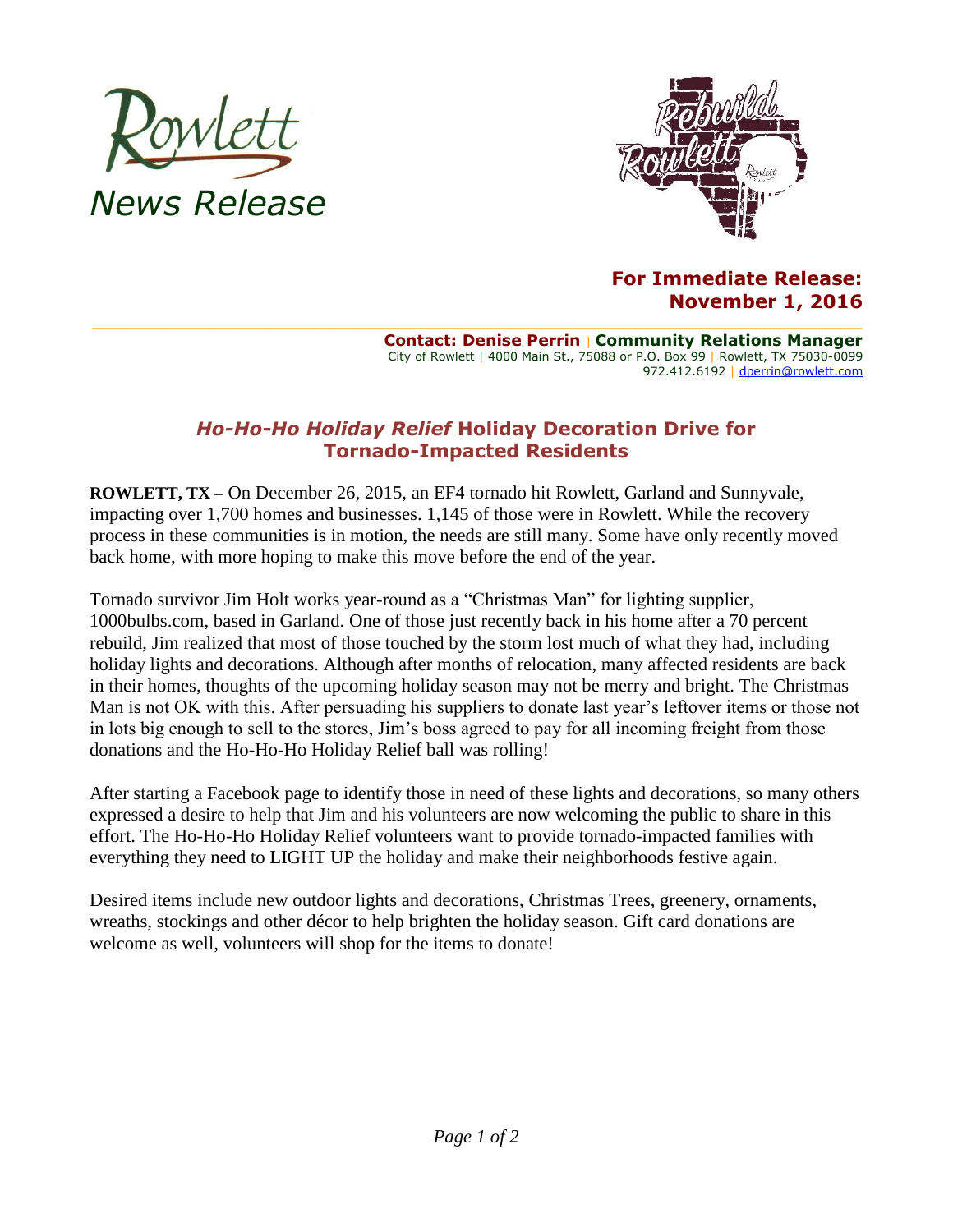Rowlett

*News Release*

**For Immediate Release:**
**November 1, 2016**

**Contact: Denise Perrin | Community Relations Manager**
City of Rowlett | 4000 Main St., 75088 or P.O. Box 99 | Rowlett, TX 75030-0099
972.412.6192 | dperrin@rowlett.com

## *Ho-Ho-Ho Holiday Relief* Holiday Decoration Drive for Tornado-Impacted Residents

**ROWLETT, TX** – On December 26, 2015, an EF4 tornado hit Rowlett, Garland and Sunnyvale, impacting over 1,700 homes and businesses. 1,145 of those were in Rowlett. While the recovery process in these communities is in motion, the needs are still many. Some have only recently moved back home, with more hoping to make this move before the end of the year.

Tornado survivor Jim Holt works year-round as a "Christmas Man" for lighting supplier, 1000bulbs.com, based in Garland. One of those just recently back in his home after a 70 percent rebuild, Jim realized that most of those touched by the storm lost much of what they had, including holiday lights and decorations. Although after months of relocation, many affected residents are back in their homes, thoughts of the upcoming holiday season may not be merry and bright. The Christmas Man is not OK with this. After persuading his suppliers to donate last year's leftover items or those not in lots big enough to sell to the stores, Jim's boss agreed to pay for all incoming freight from those donations and the Ho-Ho-Ho Holiday Relief ball was rolling!

After starting a Facebook page to identify those in need of these lights and decorations, so many others expressed a desire to help that Jim and his volunteers are now welcoming the public to share in this effort. The Ho-Ho-Ho Holiday Relief volunteers want to provide tornado-impacted families with everything they need to LIGHT UP the holiday and make their neighborhoods festive again.

Desired items include new outdoor lights and decorations, Christmas Trees, greenery, ornaments, wreaths, stockings and other décor to help brighten the holiday season. Gift card donations are welcome as well, volunteers will shop for the items to donate!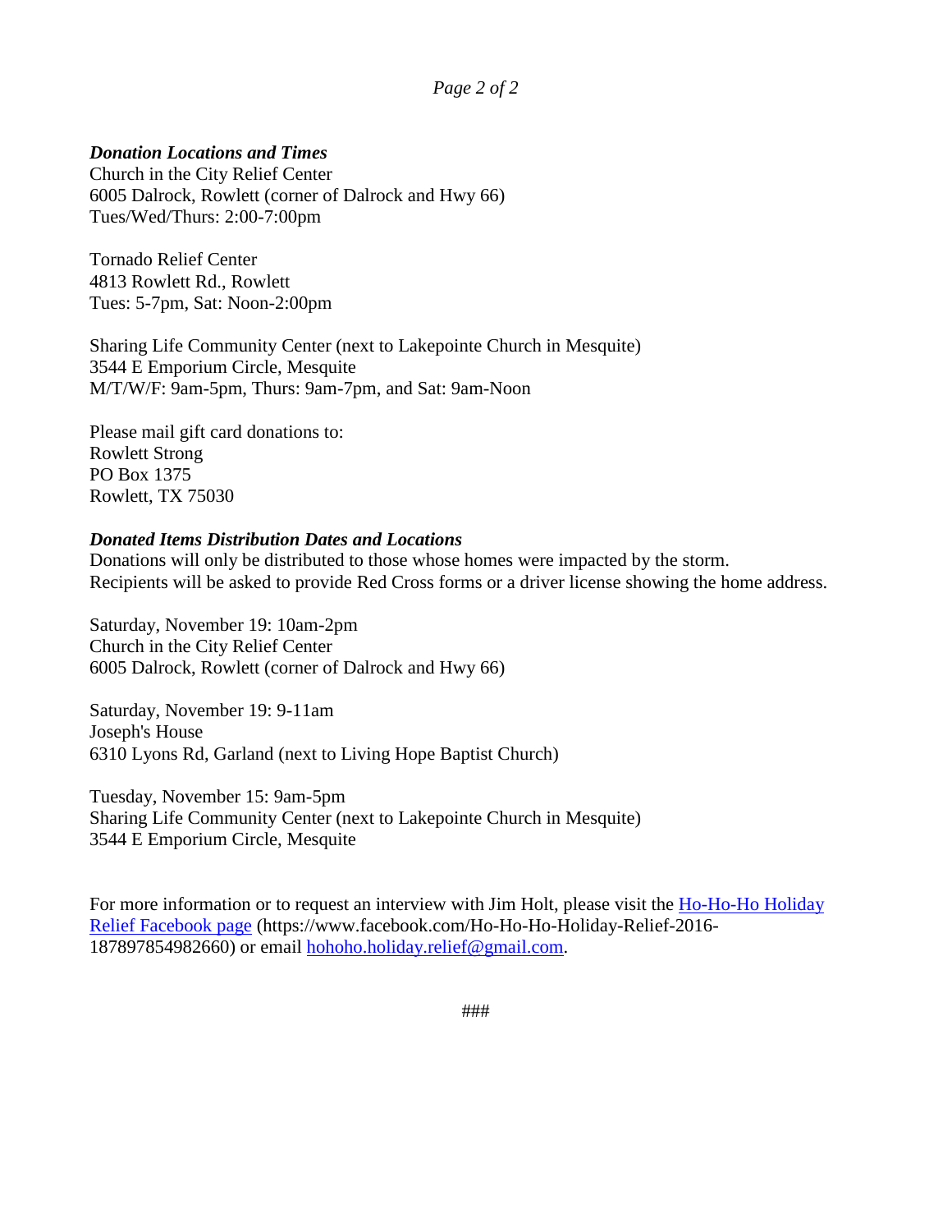***Donation Locations and Times***
Church in the City Relief Center
6005 Dalrock, Rowlett (corner of Dalrock and Hwy 66)
Tues/Wed/Thurs: 2:00-7:00pm

Tornado Relief Center
4813 Rowlett Rd., Rowlett
Tues: 5-7pm, Sat: Noon-2:00pm

Sharing Life Community Center (next to Lakepointe Church in Mesquite)
3544 E Emporium Circle, Mesquite
M/T/W/F: 9am-5pm, Thurs: 9am-7pm, and Sat: 9am-Noon

Please mail gift card donations to:
Rowlett Strong
PO Box 1375
Rowlett, TX 75030

***Donated Items Distribution Dates and Locations***
Donations will only be distributed to those whose homes were impacted by the storm.
Recipients will be asked to provide Red Cross forms or a driver license showing the home address.

Saturday, November 19: 10am-2pm
Church in the City Relief Center
6005 Dalrock, Rowlett (corner of Dalrock and Hwy 66)

Saturday, November 19: 9-11am
Joseph's House
6310 Lyons Rd, Garland (next to Living Hope Baptist Church)

Tuesday, November 15: 9am-5pm
Sharing Life Community Center (next to Lakepointe Church in Mesquite)
3544 E Emporium Circle, Mesquite

For more information or to request an interview with Jim Holt, please visit the [Ho-Ho-Ho Holiday Relief Facebook page](https://www.facebook.com/Ho-Ho-Ho-Holiday-Relief-2016-187897854982660) (https://www.facebook.com/Ho-Ho-Ho-Holiday-Relief-2016-187897854982660) or email [hohoho.holiday.relief@gmail.com](mailto:hohoho.holiday.relief@gmail.com).

###